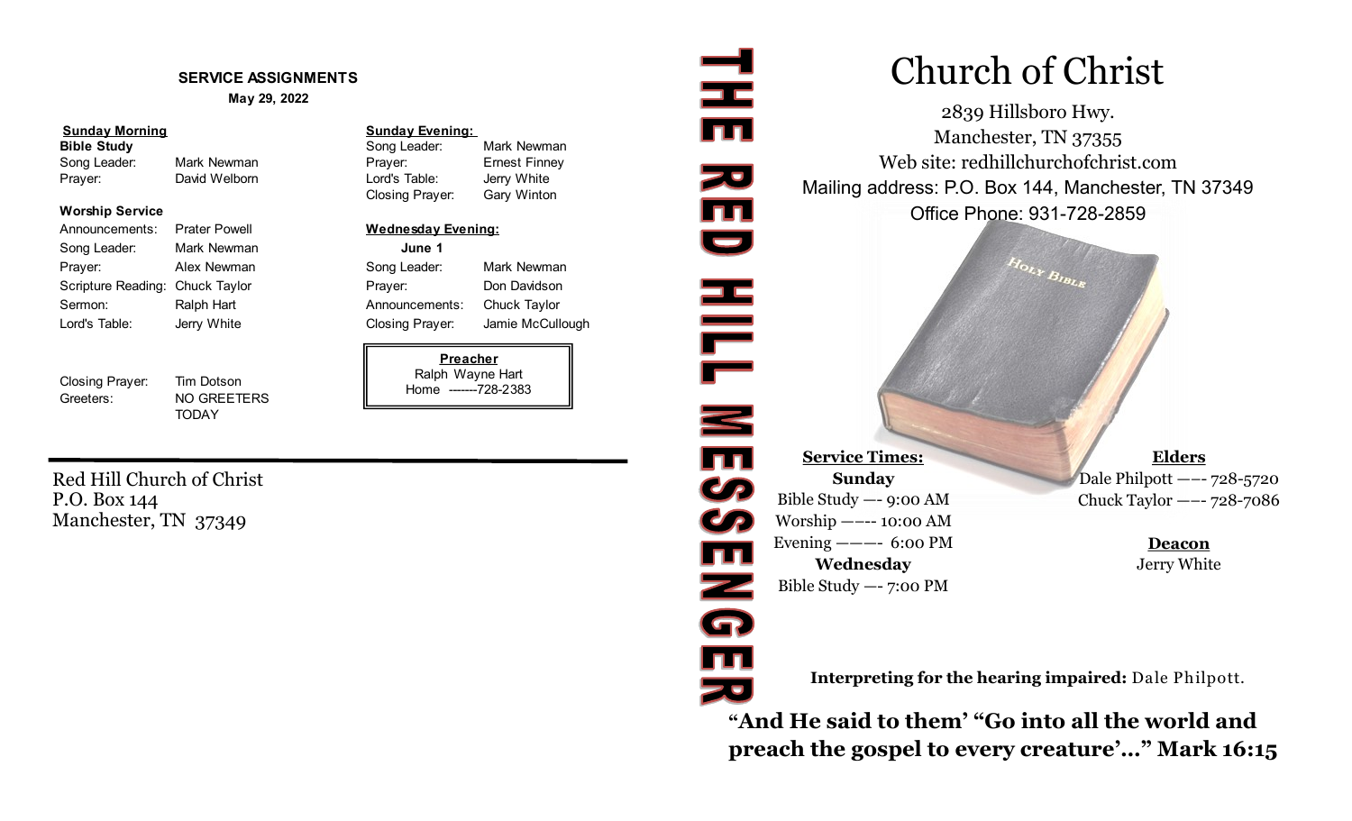## SERVICE ASSIGNMENTS

**May 29, 2022**

**Sunday Morning**

**Bible Study**

Song Leader: Mark Newman
Prayer: David Welborn

**Worship Service**

Announcements: Prater Powell
Song Leader: Mark Newman
Prayer: Alex Newman
Scripture Reading: Chuck Taylor
Sermon: Ralph Hart
Lord's Table: Jerry White

Closing Prayer: Tim Dotson
Greeters: NO GREETERS TODAY

**Sunday Evening:**

Song Leader: Mark Newman
Prayer: Ernest Finney
Lord's Table: Jerry White
Closing Prayer: Gary Winton

**Wednesday Evening:**

**June 1**

Song Leader: Mark Newman
Prayer: Don Davidson
Announcements: Chuck Taylor
Closing Prayer: Jamie McCullough

**Preacher**
Ralph Wayne Hart
Home -------728-2383

Red Hill Church of Christ
P.O. Box 144
Manchester, TN 37349

# THE RED HILL MESSENGER

# Church of Christ

2839 Hillsboro Hwy.
Manchester, TN 37355
Web site: redhillchurchofchrist.com
Mailing address: P.O. Box 144, Manchester, TN 37349
Office Phone: 931-728-2859

**Service Times:**

**Sunday**
Bible Study —- 9:00 AM
Worship —–-- 10:00 AM
Evening ——- 6:00 PM

**Wednesday**
Bible Study —- 7:00 PM

**Elders**

Dale Philpott —–- 728-5720
Chuck Taylor —–- 728-7086

**Deacon**

Jerry White

**Interpreting for the hearing impaired:** Dale Philpott.

**"And He said to them' "Go into all the world and preach the gospel to every creature'…" Mark 16:15**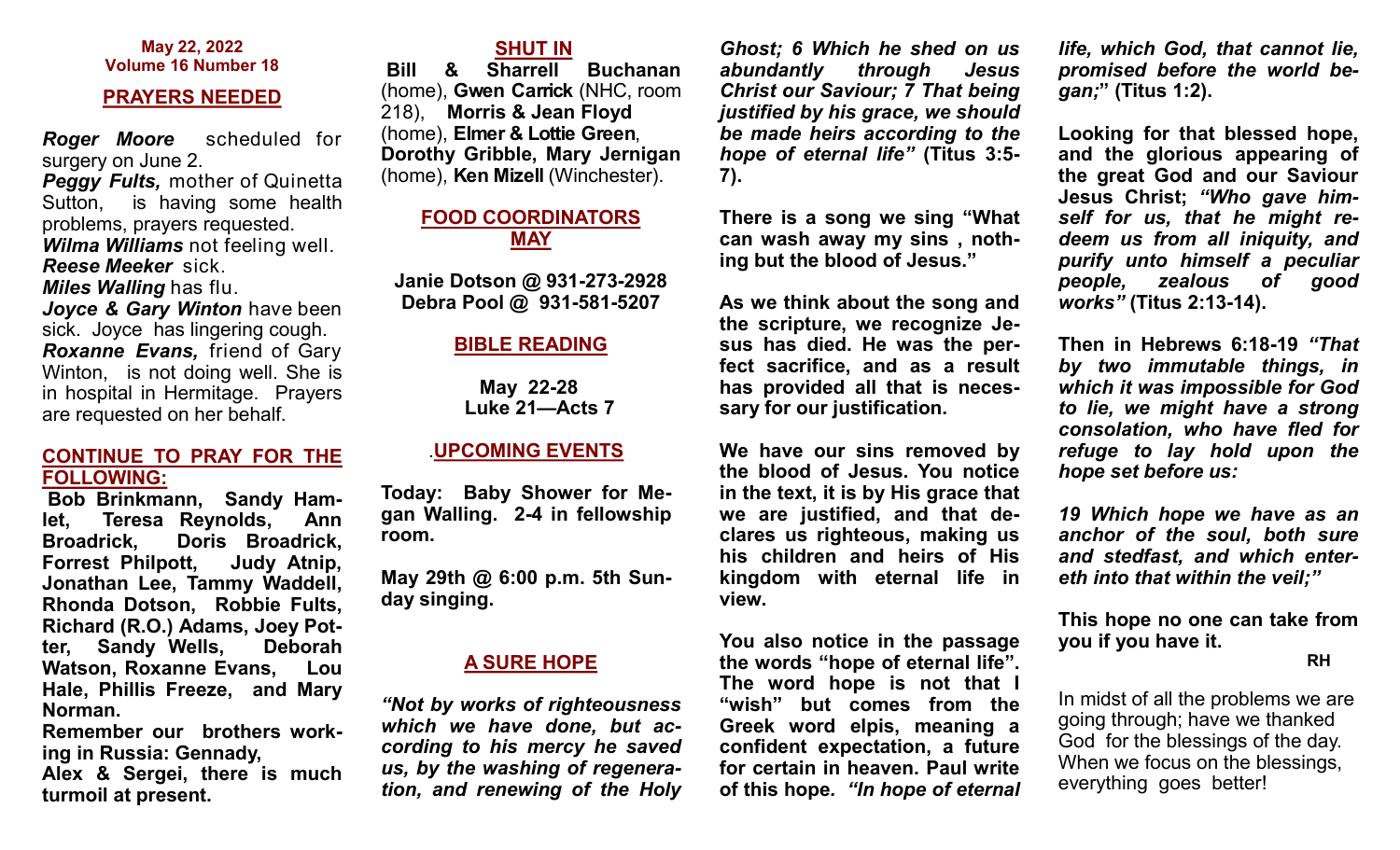**May 22, 2022**
**Volume 16 Number 18**

## PRAYERS NEEDED

***Roger Moore*** scheduled for surgery on June 2.
***Peggy Fults,*** mother of Quinetta Sutton, is having some health problems, prayers requested.
***Wilma Williams*** not feeling well.
***Reese Meeker*** sick.
***Miles Walling*** has flu.
***Joyce & Gary Winton*** have been sick. Joyce has lingering cough.
***Roxanne Evans,*** friend of Gary Winton, is not doing well. She is in hospital in Hermitage. Prayers are requested on her behalf.

## CONTINUE TO PRAY FOR THE FOLLOWING:

**Bob Brinkmann, Sandy Hamlet, Teresa Reynolds, Ann Broadrick, Doris Broadrick, Forrest Philpott, Judy Atnip, Jonathan Lee, Tammy Waddell, Rhonda Dotson, Robbie Fults, Richard (R.O.) Adams, Joey Potter, Sandy Wells, Deborah Watson, Roxanne Evans, Lou Hale, Phillis Freeze, and Mary Norman.**

**Remember our brothers working in Russia: Gennady, Alex & Sergei, there is much turmoil at present.**

## SHUT IN

**Bill & Sharrell Buchanan** (home), **Gwen Carrick** (NHC, room 218), **Morris & Jean Floyd** (home), **Elmer & Lottie Green**, **Dorothy Gribble, Mary Jernigan** (home), **Ken Mizell** (Winchester).

## FOOD COORDINATORS MAY

**Janie Dotson @ 931-273-2928**
**Debra Pool @ 931-581-5207**

## BIBLE READING

**May 22-28**
**Luke 21—Acts 7**

## UPCOMING EVENTS

**Today: Baby Shower for Megan Walling. 2-4 in fellowship room.**

**May 29th @ 6:00 p.m. 5th Sunday singing.**

## A SURE HOPE

***"Not by works of righteousness which we have done, but according to his mercy he saved us, by the washing of regeneration, and renewing of the Holy Ghost; 6 Which he shed on us abundantly through Jesus Christ our Saviour; 7 That being justified by his grace, we should be made heirs according to the hope of eternal life"*** **(Titus 3:5-7).**

**There is a song we sing "What can wash away my sins , nothing but the blood of Jesus."**

**As we think about the song and the scripture, we recognize Jesus has died. He was the perfect sacrifice, and as a result has provided all that is necessary for our justification.**

**We have our sins removed by the blood of Jesus. You notice in the text, it is by His grace that we are justified, and that declares us righteous, making us his children and heirs of His kingdom with eternal life in view.**

**You also notice in the passage the words "hope of eternal life". The word hope is not that I "wish" but comes from the Greek word elpis, meaning a confident expectation, a future for certain in heaven. Paul write of this hope.** ***"In hope of eternal life, which God, that cannot lie, promised before the world began;"*** **(Titus 1:2).**

**Looking for that blessed hope, and the glorious appearing of the great God and our Saviour Jesus Christ;** ***"Who gave himself for us, that he might redeem us from all iniquity, and purify unto himself a peculiar people, zealous of good works"*** **(Titus 2:13-14).**

**Then in Hebrews 6:18-19** ***"That by two immutable things, in which it was impossible for God to lie, we might have a strong consolation, who have fled for refuge to lay hold upon the hope set before us:***

***19 Which hope we have as an anchor of the soul, both sure and stedfast, and which entereth into that within the veil;"***

**This hope no one can take from you if you have it.**

**RH**

In midst of all the problems we are going through; have we thanked God for the blessings of the day. When we focus on the blessings, everything goes better!